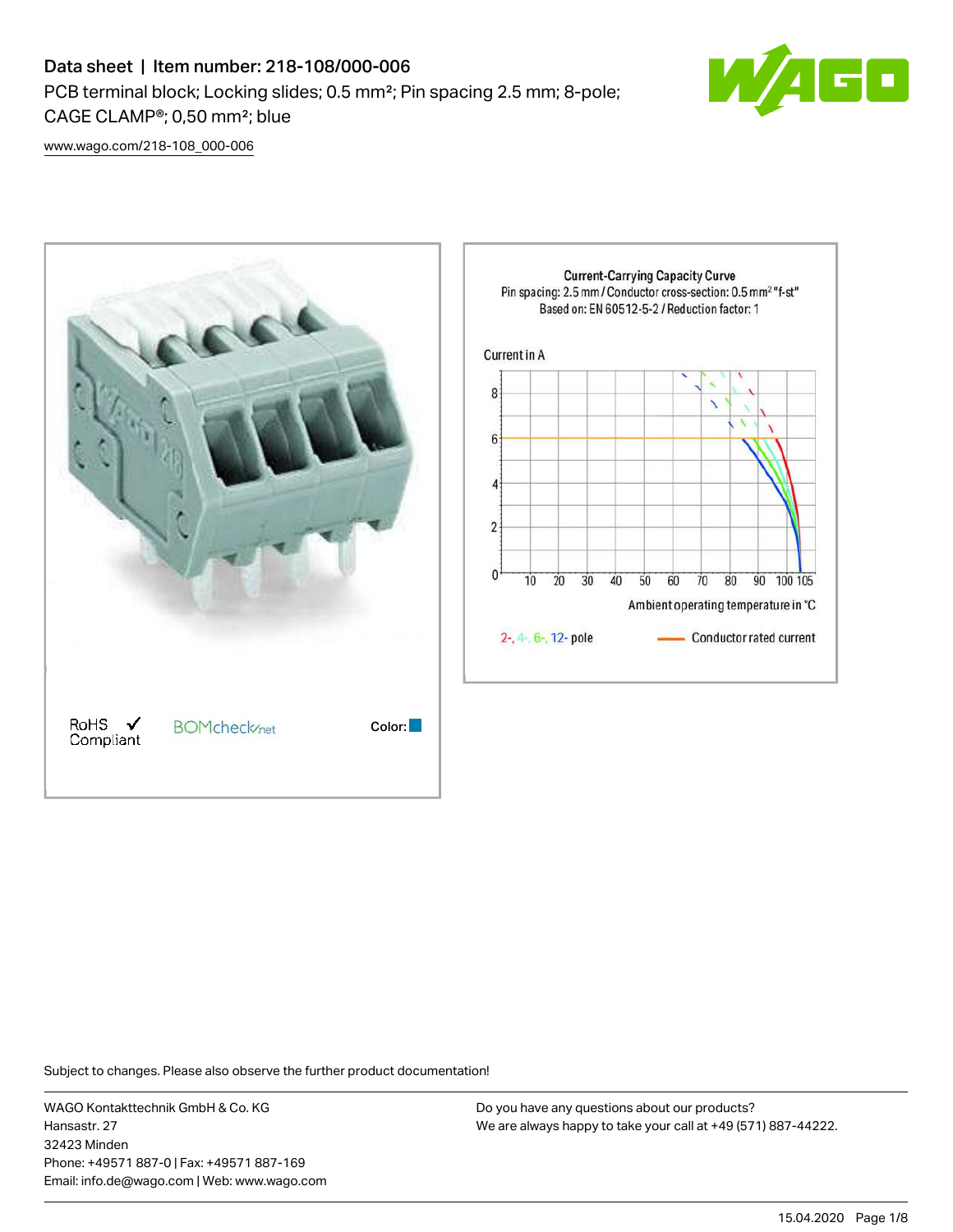# Data sheet | Item number: 218-108/000-006

PCB terminal block; Locking slides; 0.5 mm²; Pin spacing 2.5 mm; 8-pole; CAGE CLAMP®; 0,50 mm²; blue

www.wago.com/218-108_000-006

RoHS ✓ Compliant

BOMcheck.net

Color:

**Current-Carrying Capacity Curve**

Pin spacing: 2.5 mm / Conductor cross-section: 0.5 mm² "f-st"

Based on: EN 60512-5-2 / Reduction factor: 1

Current in A

Ambient operating temperature in °C

2-, 4-, 6-, 12- pole

Conductor rated current

Subject to changes. Please also observe the further product documentation!

WAGO Kontakttechnik GmbH & Co. KG
Hansastr. 27
32423 Minden
Phone: +49571 887-0 | Fax: +49571 887-169
Email: info.de@wago.com | Web: www.wago.com

Do you have any questions about our products?
We are always happy to take your call at +49 (571) 887-44222.

15.04.2020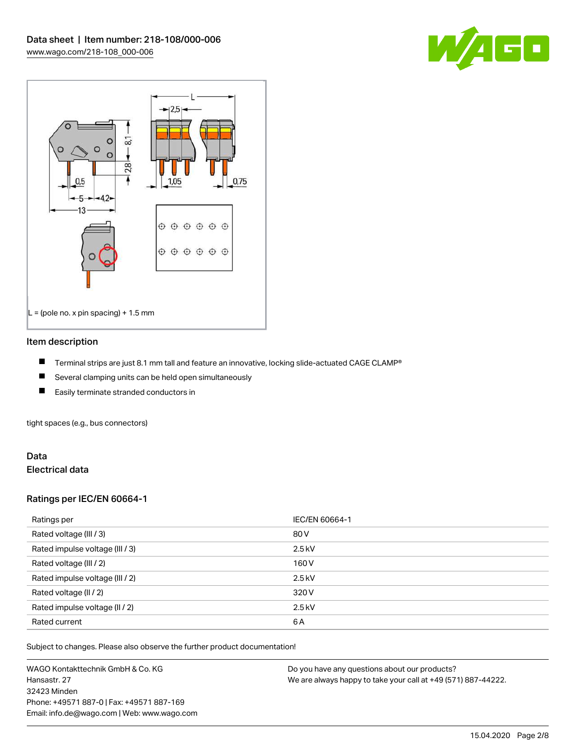L = (pole no. x pin spacing) + 1.5 mm

## Item description

- Terminal strips are just 8.1 mm tall and feature an innovative, locking slide-actuated CAGE CLAMP®
- Several clamping units can be held open simultaneously
- Easily terminate stranded conductors in

tight spaces (e.g., bus connectors)

## Data

### Electrical data

### Ratings per IEC/EN 60664-1

| Ratings per | IEC/EN 60664-1 |
|---|---|
| Rated voltage (III / 3) | 80 V |
| Rated impulse voltage (III / 3) | 2.5 kV |
| Rated voltage (III / 2) | 160 V |
| Rated impulse voltage (III / 2) | 2.5 kV |
| Rated voltage (II / 2) | 320 V |
| Rated impulse voltage (II / 2) | 2.5 kV |
| Rated current | 6 A |

Subject to changes. Please also observe the further product documentation!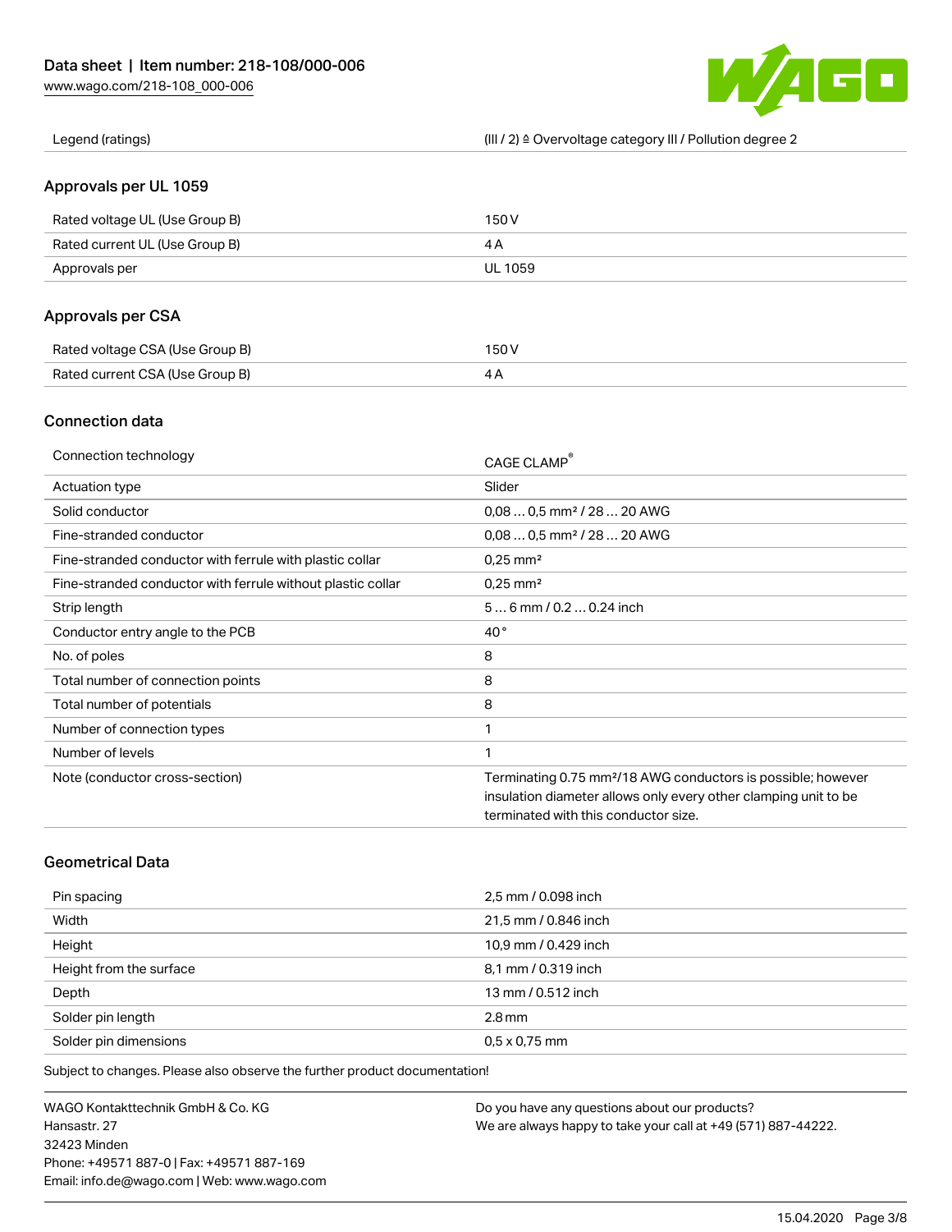| Legend (ratings) | (III / 2) ≙ Overvoltage category III / Pollution degree 2 |
|---|---|

## Approvals per UL 1059

| Rated voltage UL (Use Group B) | 150 V |
|---|---|
| Rated current UL (Use Group B) | 4 A |
| Approvals per | UL 1059 |

## Approvals per CSA

| Rated voltage CSA (Use Group B) | 150 V |
|---|---|
| Rated current CSA (Use Group B) | 4 A |

## Connection data

| Connection technology | CAGE CLAMP® |
|---|---|
| Actuation type | Slider |
| Solid conductor | 0,08 … 0,5 mm² / 28 … 20 AWG |
| Fine-stranded conductor | 0,08 … 0,5 mm² / 28 … 20 AWG |
| Fine-stranded conductor with ferrule with plastic collar | 0,25 mm² |
| Fine-stranded conductor with ferrule without plastic collar | 0,25 mm² |
| Strip length | 5 … 6 mm / 0.2 … 0.24 inch |
| Conductor entry angle to the PCB | 40 ° |
| No. of poles | 8 |
| Total number of connection points | 8 |
| Total number of potentials | 8 |
| Number of connection types | 1 |
| Number of levels | 1 |
| Note (conductor cross-section) | Terminating 0.75 mm²/18 AWG conductors is possible; however insulation diameter allows only every other clamping unit to be terminated with this conductor size. |

## Geometrical Data

| Pin spacing | 2,5 mm / 0.098 inch |
|---|---|
| Width | 21,5 mm / 0.846 inch |
| Height | 10,9 mm / 0.429 inch |
| Height from the surface | 8,1 mm / 0.319 inch |
| Depth | 13 mm / 0.512 inch |
| Solder pin length | 2.8 mm |
| Solder pin dimensions | 0,5 x 0,75 mm |

Subject to changes. Please also observe the further product documentation!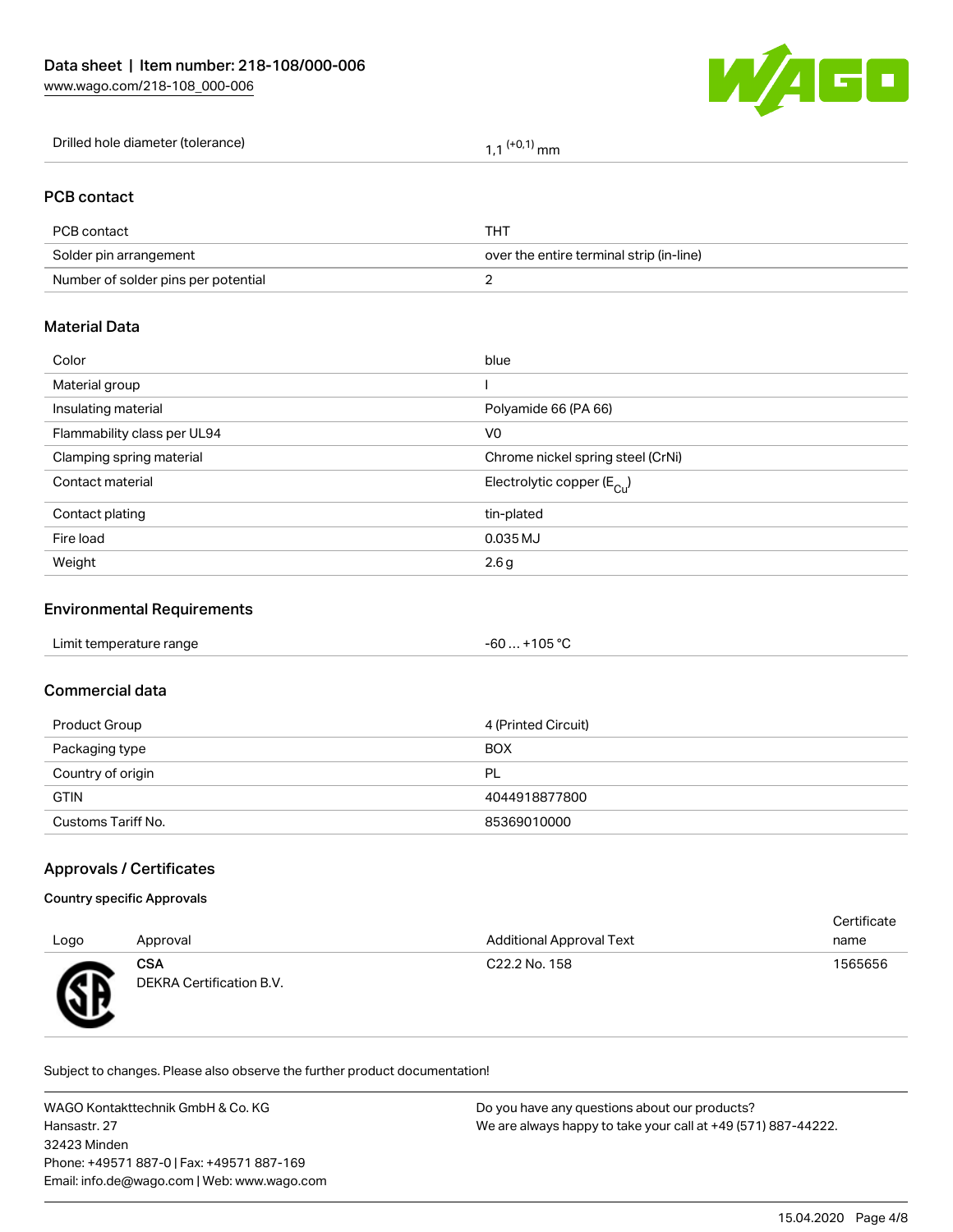| Drilled hole diameter (tolerance) | 1,1 $^{(+0,1)}$ mm |
|---|---|

## PCB contact

| PCB contact | THT |
|---|---|
| Solder pin arrangement | over the entire terminal strip (in-line) |
| Number of solder pins per potential | 2 |

## Material Data

| Color | blue |
|---|---|
| Material group | I |
| Insulating material | Polyamide 66 (PA 66) |
| Flammability class per UL94 | V0 |
| Clamping spring material | Chrome nickel spring steel (CrNi) |
| Contact material | Electrolytic copper ($E_{Cu}$) |
| Contact plating | tin-plated |
| Fire load | 0.035 MJ |
| Weight | 2.6 g |

## Environmental Requirements

| Limit temperature range | -60 … +105 °C |
|---|---|

## Commercial data

| Product Group | 4 (Printed Circuit) |
|---|---|
| Packaging type | BOX |
| Country of origin | PL |
| GTIN | 4044918877800 |
| Customs Tariff No. | 85369010000 |

## Approvals / Certificates

### Country specific Approvals

| Logo | Approval | Additional Approval Text | Certificate name |
|---|---|---|---|
| | **CSA** DEKRA Certification B.V. | C22.2 No. 158 | 1565656 |

Subject to changes. Please also observe the further product documentation!

WAGO Kontakttechnik GmbH & Co. KG
Hansastr. 27
32423 Minden
Phone: +49571 887-0 | Fax: +49571 887-169
Email: info.de@wago.com | Web: www.wago.com

Do you have any questions about our products?
We are always happy to take your call at +49 (571) 887-44222.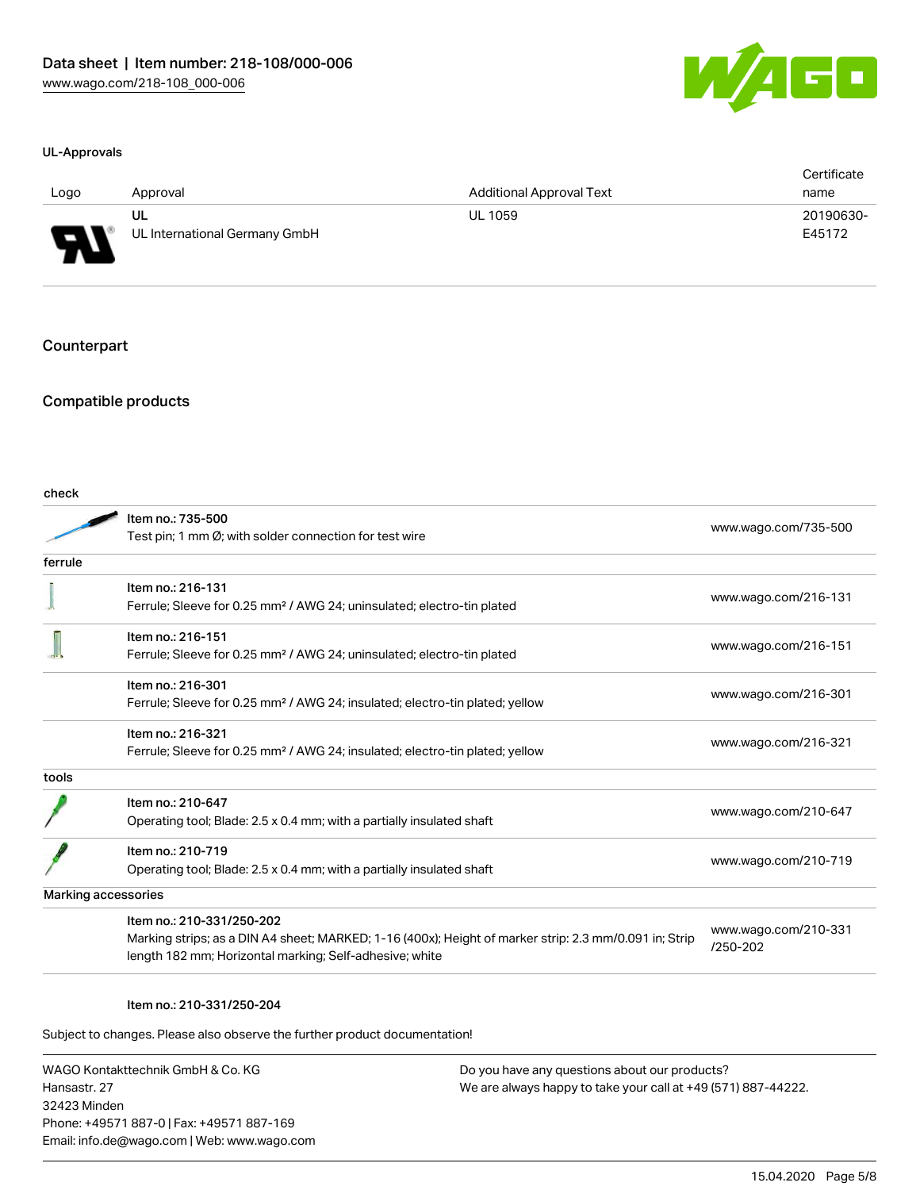### UL-Approvals

| Logo | Approval | Additional Approval Text | Certificate name |
|---|---|---|---|
| | UL<br>UL International Germany GmbH | UL 1059 | 20190630-E45172 |

## Counterpart

## Compatible products

| | | |
|---|---|---|
| **check** | | |
| | Item no.: 735-500<br>Test pin; 1 mm Ø; with solder connection for test wire | www.wago.com/735-500 |
| **ferrule** | | |
| | Item no.: 216-131<br>Ferrule; Sleeve for 0.25 mm² / AWG 24; uninsulated; electro-tin plated | www.wago.com/216-131 |
| | Item no.: 216-151<br>Ferrule; Sleeve for 0.25 mm² / AWG 24; uninsulated; electro-tin plated | www.wago.com/216-151 |
| | Item no.: 216-301<br>Ferrule; Sleeve for 0.25 mm² / AWG 24; insulated; electro-tin plated; yellow | www.wago.com/216-301 |
| | Item no.: 216-321<br>Ferrule; Sleeve for 0.25 mm² / AWG 24; insulated; electro-tin plated; yellow | www.wago.com/216-321 |
| **tools** | | |
| | Item no.: 210-647<br>Operating tool; Blade: 2.5 x 0.4 mm; with a partially insulated shaft | www.wago.com/210-647 |
| | Item no.: 210-719<br>Operating tool; Blade: 2.5 x 0.4 mm; with a partially insulated shaft | www.wago.com/210-719 |
| **Marking accessories** | | |
| | Item no.: 210-331/250-202<br>Marking strips; as a DIN A4 sheet; MARKED; 1-16 (400x); Height of marker strip: 2.3 mm/0.091 in; Strip length 182 mm; Horizontal marking; Self-adhesive; white | www.wago.com/210-331/250-202 |
| | Item no.: 210-331/250-204 | |

Subject to changes. Please also observe the further product documentation!

WAGO Kontakttechnik GmbH & Co. KG
Hansastr. 27
32423 Minden
Phone: +49571 887-0 | Fax: +49571 887-169
Email: info.de@wago.com | Web: www.wago.com

Do you have any questions about our products?
We are always happy to take your call at +49 (571) 887-44222.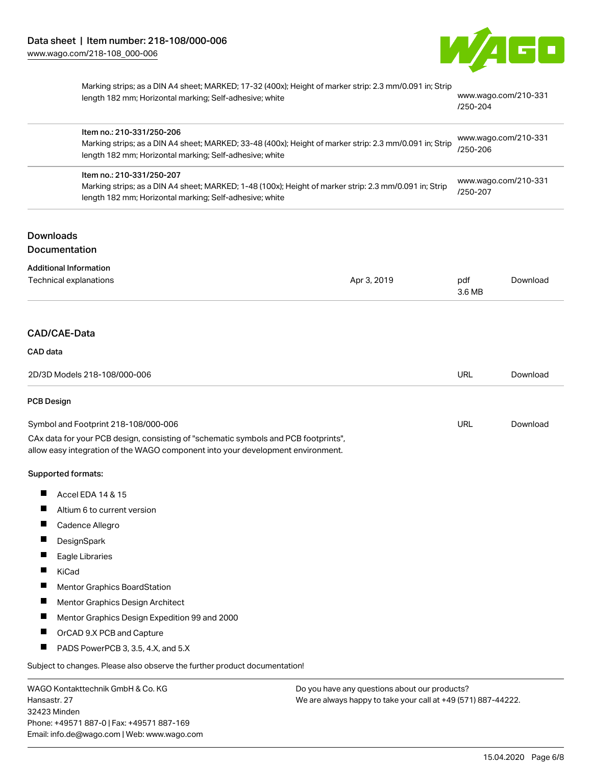| | | |
|---|---|---|
| | Marking strips; as a DIN A4 sheet; MARKED; 17-32 (400x); Height of marker strip: 2.3 mm/0.091 in; Strip length 182 mm; Horizontal marking; Self-adhesive; white | www.wago.com/210-331/250-204 |
| | Item no.: 210-331/250-206<br>Marking strips; as a DIN A4 sheet; MARKED; 33-48 (400x); Height of marker strip: 2.3 mm/0.091 in; Strip length 182 mm; Horizontal marking; Self-adhesive; white | www.wago.com/210-331/250-206 |
| | Item no.: 210-331/250-207<br>Marking strips; as a DIN A4 sheet; MARKED; 1-48 (100x); Height of marker strip: 2.3 mm/0.091 in; Strip length 182 mm; Horizontal marking; Self-adhesive; white | www.wago.com/210-331/250-207 |

## Downloads

## Documentation

### Additional Information

| | | | |
|---|---|---|---|
| Technical explanations | Apr 3, 2019 | pdf<br>3.6 MB | Download |

## CAD/CAE-Data

### CAD data

| | | |
|---|---|---|
| 2D/3D Models 218-108/000-006 | URL | Download |

### PCB Design

| | | |
|---|---|---|
| Symbol and Footprint 218-108/000-006 | URL | Download |

CAx data for your PCB design, consisting of "schematic symbols and PCB footprints", allow easy integration of the WAGO component into your development environment.

Supported formats:

- Accel EDA 14 & 15
- Altium 6 to current version
- Cadence Allegro
- DesignSpark
- Eagle Libraries
- KiCad
- Mentor Graphics BoardStation
- Mentor Graphics Design Architect
- Mentor Graphics Design Expedition 99 and 2000
- OrCAD 9.X PCB and Capture
- PADS PowerPCB 3, 3.5, 4.X, and 5.X

Subject to changes. Please also observe the further product documentation!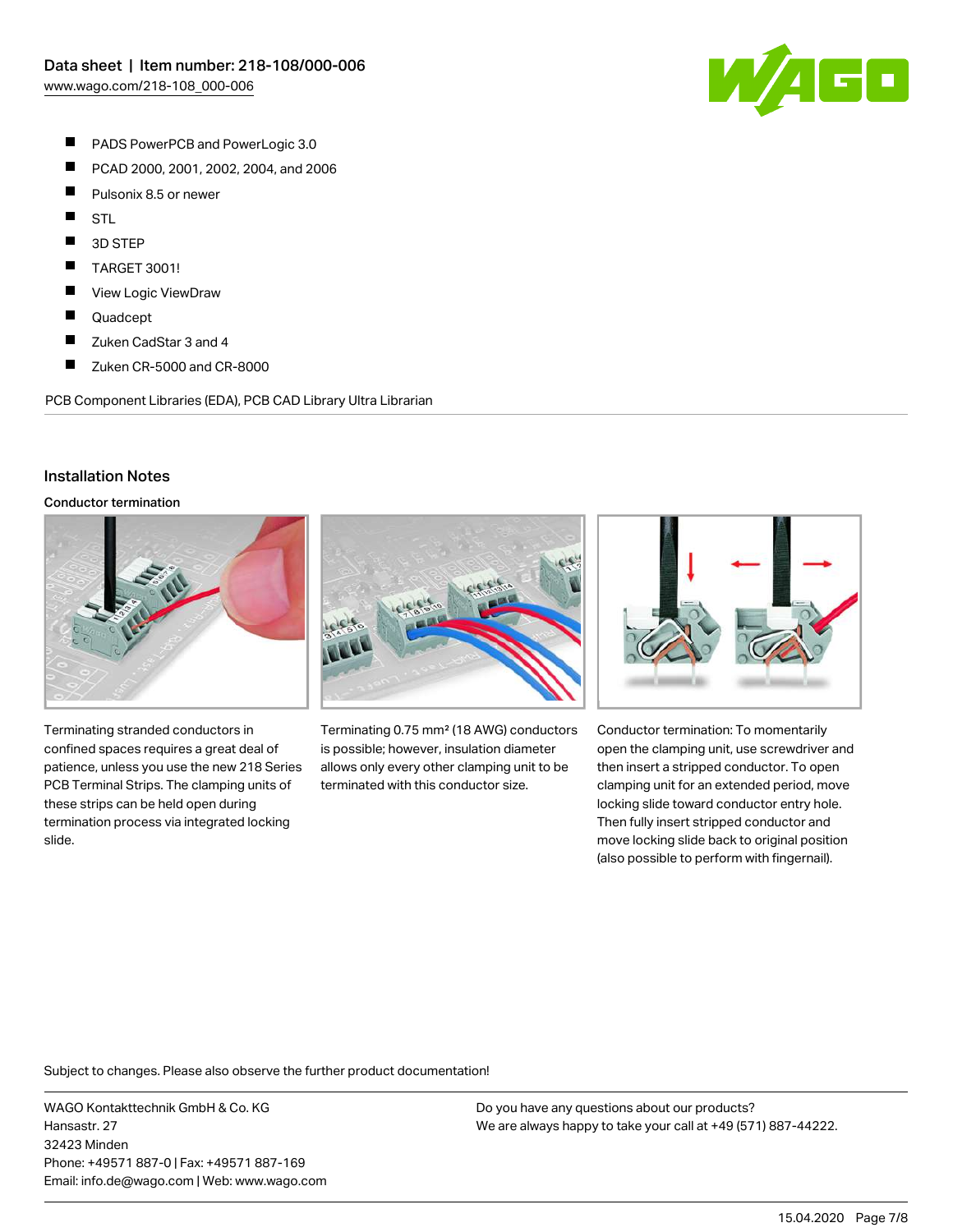- PADS PowerPCB and PowerLogic 3.0
- PCAD 2000, 2001, 2002, 2004, and 2006
- Pulsonix 8.5 or newer
- STL
- 3D STEP
- TARGET 3001!
- View Logic ViewDraw
- Quadcept
- Zuken CadStar 3 and 4
- Zuken CR-5000 and CR-8000

PCB Component Libraries (EDA), PCB CAD Library Ultra Librarian

## Installation Notes

### Conductor termination

Terminating stranded conductors in confined spaces requires a great deal of patience, unless you use the new 218 Series PCB Terminal Strips. The clamping units of these strips can be held open during termination process via integrated locking slide.

Terminating 0.75 mm² (18 AWG) conductors is possible; however, insulation diameter allows only every other clamping unit to be terminated with this conductor size.

Conductor termination: To momentarily open the clamping unit, use screwdriver and then insert a stripped conductor. To open clamping unit for an extended period, move locking slide toward conductor entry hole. Then fully insert stripped conductor and move locking slide back to original position (also possible to perform with fingernail).

Subject to changes. Please also observe the further product documentation!

WAGO Kontakttechnik GmbH & Co. KG
Hansastr. 27
32423 Minden
Phone: +49571 887-0 | Fax: +49571 887-169
Email: info.de@wago.com | Web: www.wago.com

Do you have any questions about our products?
We are always happy to take your call at +49 (571) 887-44222.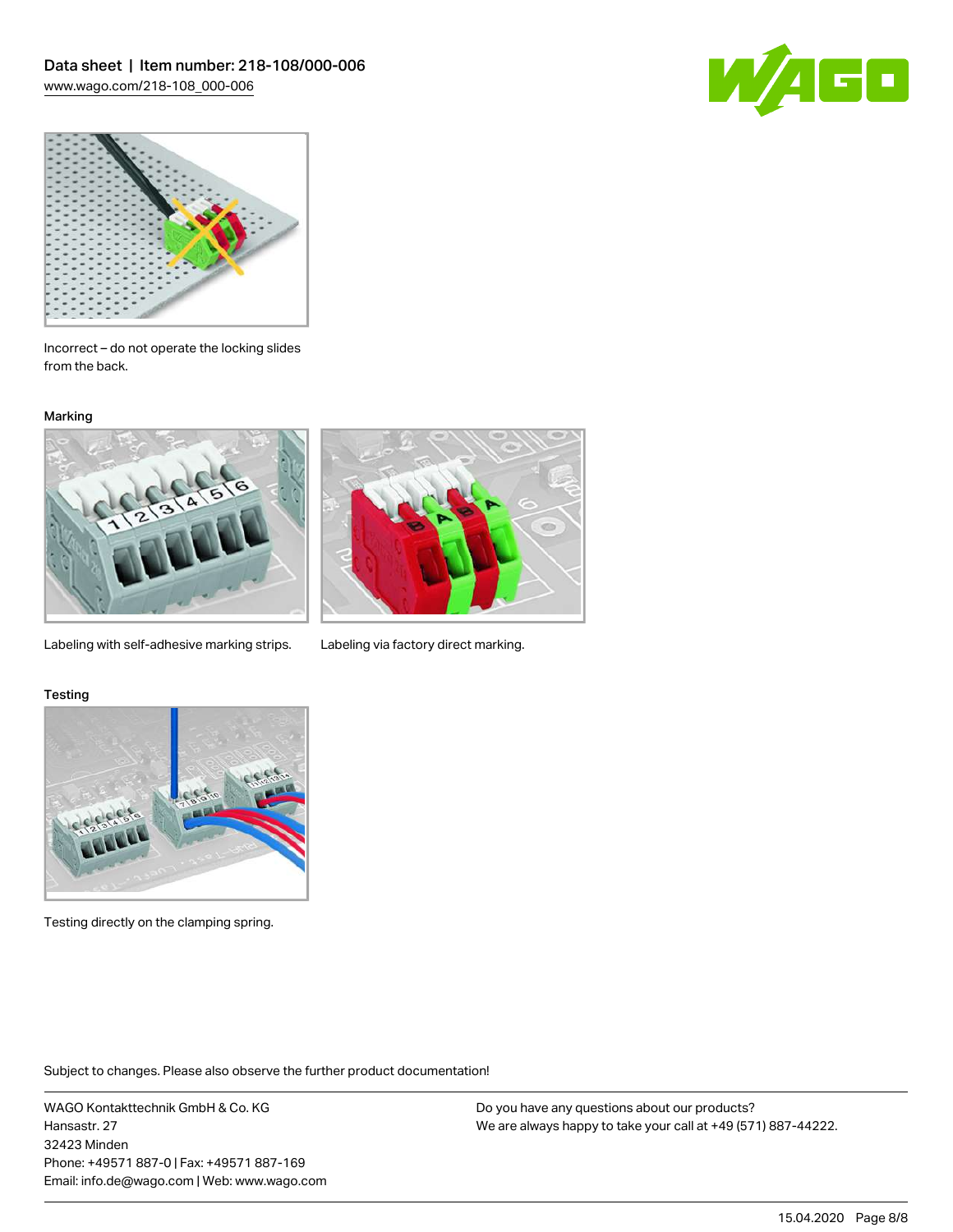Incorrect – do not operate the locking slides from the back.

## Marking

Labeling with self-adhesive marking strips.

Labeling via factory direct marking.

## Testing

Testing directly on the clamping spring.

Subject to changes. Please also observe the further product documentation!

WAGO Kontakttechnik GmbH & Co. KG
Hansastr. 27
32423 Minden
Phone: +49571 887-0 | Fax: +49571 887-169
Email: info.de@wago.com | Web: www.wago.com

Do you have any questions about our products?
We are always happy to take your call at +49 (571) 887-44222.